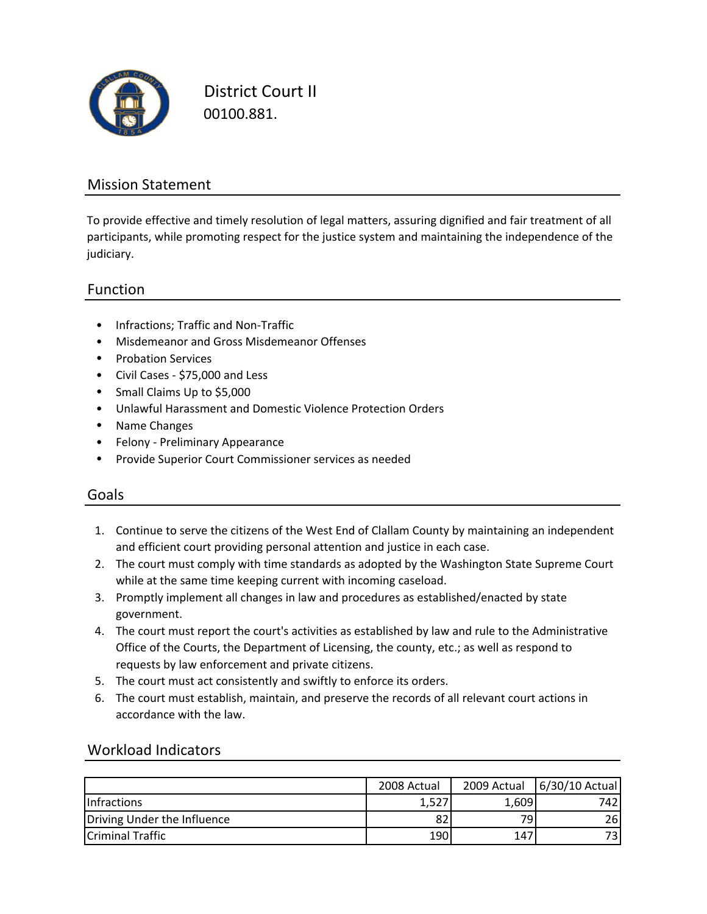# District Court II

00100.881.

## Mission Statement

To provide effective and timely resolution of legal matters, assuring dignified and fair treatment of all participants, while promoting respect for the justice system and maintaining the independence of the judiciary.

## Function

- Infractions; Traffic and Non-Traffic
- Misdemeanor and Gross Misdemeanor Offenses
- Probation Services
- Civil Cases - $75,000 and Less
- Small Claims Up to $5,000
- Unlawful Harassment and Domestic Violence Protection Orders
- Name Changes
- Felony - Preliminary Appearance
- Provide Superior Court Commissioner services as needed

## Goals

1. Continue to serve the citizens of the West End of Clallam County by maintaining an independent and efficient court providing personal attention and justice in each case.
2. The court must comply with time standards as adopted by the Washington State Supreme Court while at the same time keeping current with incoming caseload.
3. Promptly implement all changes in law and procedures as established/enacted by state government.
4. The court must report the court's activities as established by law and rule to the Administrative Office of the Courts, the Department of Licensing, the county, etc.; as well as respond to requests by law enforcement and private citizens.
5. The court must act consistently and swiftly to enforce its orders.
6. The court must establish, maintain, and preserve the records of all relevant court actions in accordance with the law.

## Workload Indicators

| | 2008 Actual | 2009 Actual | 6/30/10 Actual |
|---|---|---|---|
| Infractions | 1,527 | 1,609 | 742 |
| Driving Under the Influence | 82 | 79 | 26 |
| Criminal Traffic | 190 | 147 | 73 |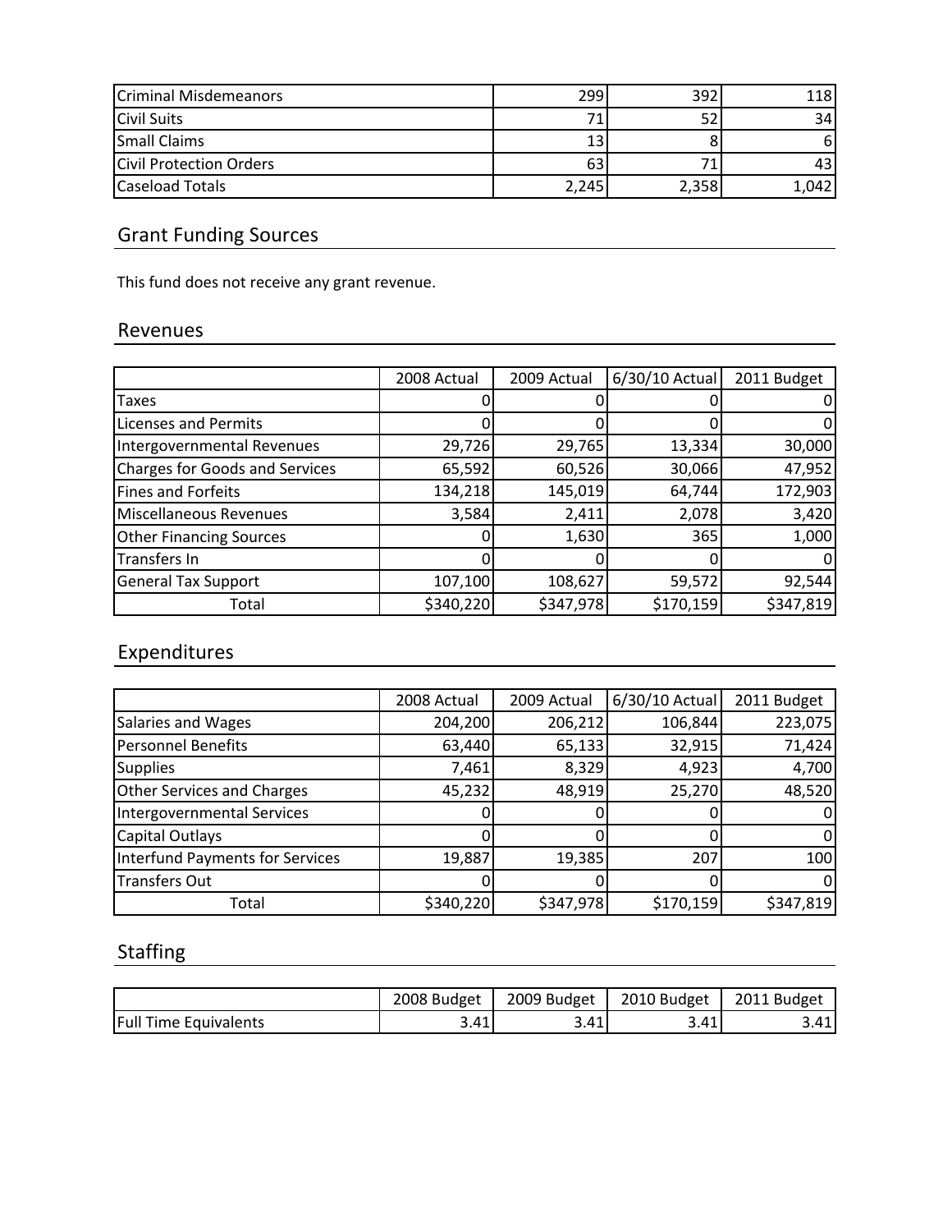| | | | |
|---|---|---|---|
| Criminal Misdemeanors | 299 | 392 | 118 |
| Civil Suits | 71 | 52 | 34 |
| Small Claims | 13 | 8 | 6 |
| Civil Protection Orders | 63 | 71 | 43 |
| Caseload Totals | 2,245 | 2,358 | 1,042 |

## Grant Funding Sources

This fund does not receive any grant revenue.

## Revenues

| | 2008 Actual | 2009 Actual | 6/30/10 Actual | 2011 Budget |
|---|---|---|---|---|
| Taxes | 0 | 0 | 0 | 0 |
| Licenses and Permits | 0 | 0 | 0 | 0 |
| Intergovernmental Revenues | 29,726 | 29,765 | 13,334 | 30,000 |
| Charges for Goods and Services | 65,592 | 60,526 | 30,066 | 47,952 |
| Fines and Forfeits | 134,218 | 145,019 | 64,744 | 172,903 |
| Miscellaneous Revenues | 3,584 | 2,411 | 2,078 | 3,420 |
| Other Financing Sources | 0 | 1,630 | 365 | 1,000 |
| Transfers In | 0 | 0 | 0 | 0 |
| General Tax Support | 107,100 | 108,627 | 59,572 | 92,544 |
| Total | $340,220 | $347,978 | $170,159 | $347,819 |

## Expenditures

| | 2008 Actual | 2009 Actual | 6/30/10 Actual | 2011 Budget |
|---|---|---|---|---|
| Salaries and Wages | 204,200 | 206,212 | 106,844 | 223,075 |
| Personnel Benefits | 63,440 | 65,133 | 32,915 | 71,424 |
| Supplies | 7,461 | 8,329 | 4,923 | 4,700 |
| Other Services and Charges | 45,232 | 48,919 | 25,270 | 48,520 |
| Intergovernmental Services | 0 | 0 | 0 | 0 |
| Capital Outlays | 0 | 0 | 0 | 0 |
| Interfund Payments for Services | 19,887 | 19,385 | 207 | 100 |
| Transfers Out | 0 | 0 | 0 | 0 |
| Total | $340,220 | $347,978 | $170,159 | $347,819 |

## Staffing

| | 2008 Budget | 2009 Budget | 2010 Budget | 2011 Budget |
|---|---|---|---|---|
| Full Time Equivalents | 3.41 | 3.41 | 3.41 | 3.41 |